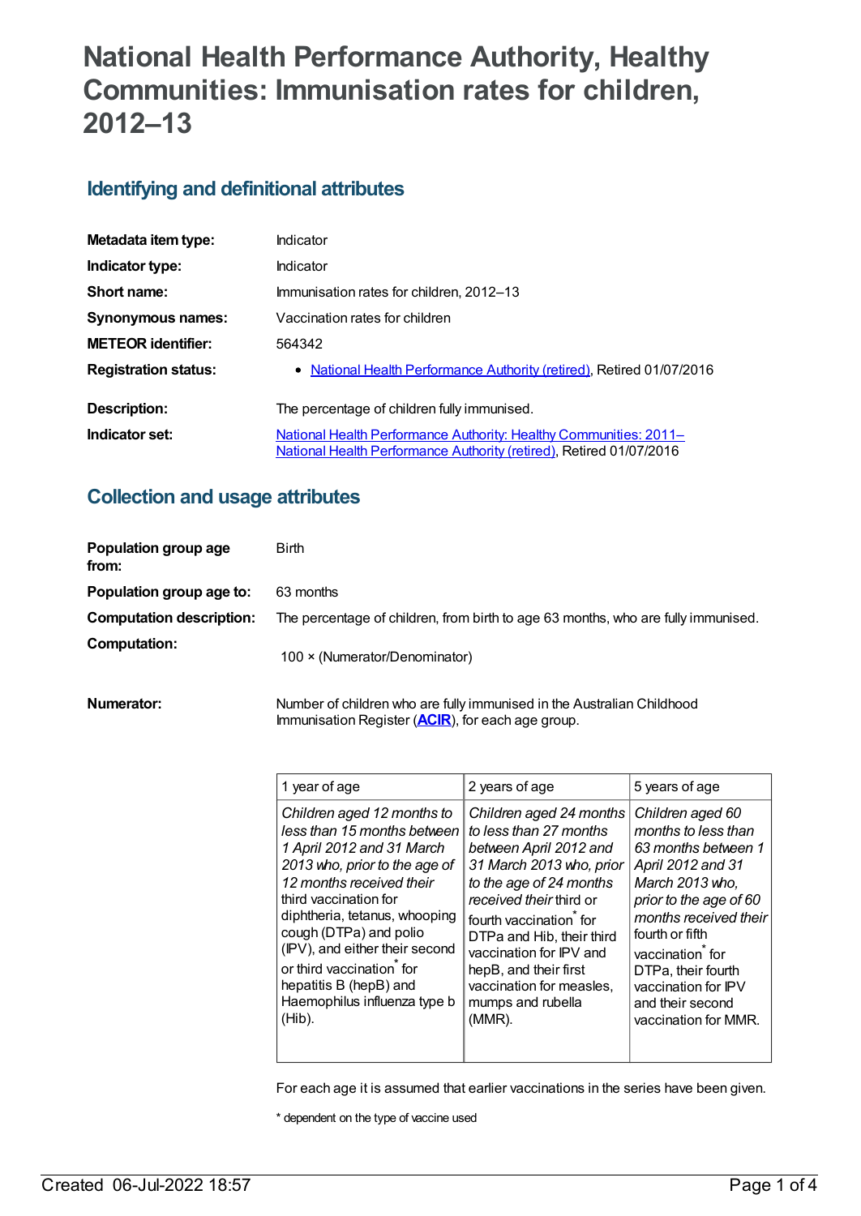# National Health Performance Authority, Healthy Communities: Immunisation rates for children, 2012–13

## Identifying and definitional attributes

| | |
|---|---|
| **Metadata item type:** | Indicator |
| **Indicator type:** | Indicator |
| **Short name:** | Immunisation rates for children, 2012–13 |
| **Synonymous names:** | Vaccination rates for children |
| **METEOR identifier:** | 564342 |
| **Registration status:** | • National Health Performance Authority (retired), Retired 01/07/2016 |
| **Description:** | The percentage of children fully immunised. |
| **Indicator set:** | National Health Performance Authority: Healthy Communities: 2011– National Health Performance Authority (retired), Retired 01/07/2016 |

## Collection and usage attributes

| | |
|---|---|
| **Population group age from:** | Birth |
| **Population group age to:** | 63 months |
| **Computation description:** | The percentage of children, from birth to age 63 months, who are fully immunised. |
| **Computation:** | 100 × (Numerator/Denominator) |
| **Numerator:** | Number of children who are fully immunised in the Australian Childhood Immunisation Register (**ACIR**), for each age group. |

| 1 year of age | 2 years of age | 5 years of age |
|---|---|---|
| *Children aged 12 months to less than 15 months between 1 April 2012 and 31 March 2013 who, prior to the age of 12 months received their* third vaccination for diphtheria, tetanus, whooping cough (DTPa) and polio (IPV), and either their second or third vaccination* for hepatitis B (hepB) and Haemophilus influenza type b (Hib). | *Children aged 24 months to less than 27 months between April 2012 and 31 March 2013 who, prior to the age of 24 months received their* third or fourth vaccination* for DTPa and Hib, their third vaccination for IPV and hepB, and their first vaccination for measles, mumps and rubella (MMR). | *Children aged 60 months to less than 63 months between 1 April 2012 and 31 March 2013 who, prior to the age of 60 months received their* fourth or fifth vaccination* for DTPa, their fourth vaccination for IPV and their second vaccination for MMR. |

For each age it is assumed that earlier vaccinations in the series have been given.

* dependent on the type of vaccine used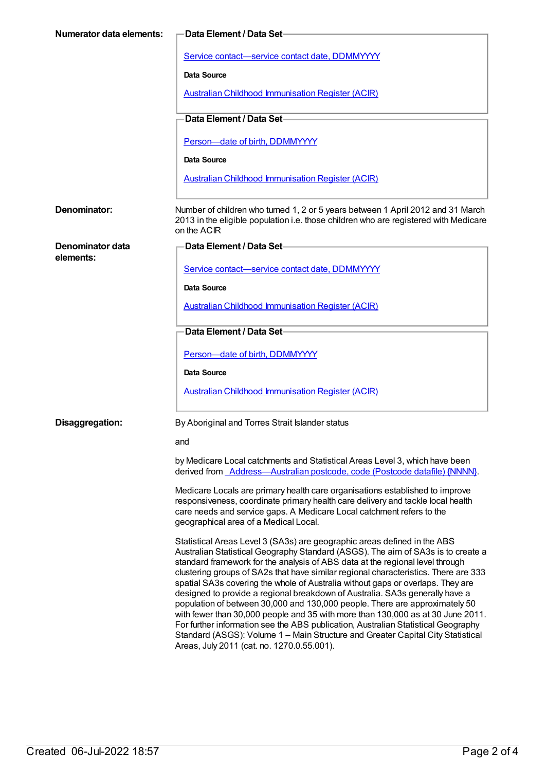**Numerator data elements:**

**Data Element / Data Set**

Service contact—service contact date, DDMMYYYY

**Data Source**

Australian Childhood Immunisation Register (ACIR)

**Data Element / Data Set**

Person—date of birth, DDMMYYYY

**Data Source**

Australian Childhood Immunisation Register (ACIR)

**Denominator:**

Number of children who turned 1, 2 or 5 years between 1 April 2012 and 31 March 2013 in the eligible population i.e. those children who are registered with Medicare on the ACIR

**Denominator data elements:**

**Data Element / Data Set**

Service contact—service contact date, DDMMYYYY

**Data Source**

Australian Childhood Immunisation Register (ACIR)

**Data Element / Data Set**

Person—date of birth, DDMMYYYY

**Data Source**

Australian Childhood Immunisation Register (ACIR)

**Disaggregation:**

By Aboriginal and Torres Strait Islander status

and

by Medicare Local catchments and Statistical Areas Level 3, which have been derived from Address—Australian postcode, code (Postcode datafile) {NNNN}.

Medicare Locals are primary health care organisations established to improve responsiveness, coordinate primary health care delivery and tackle local health care needs and service gaps. A Medicare Local catchment refers to the geographical area of a Medical Local.

Statistical Areas Level 3 (SA3s) are geographic areas defined in the ABS Australian Statistical Geography Standard (ASGS). The aim of SA3s is to create a standard framework for the analysis of ABS data at the regional level through clustering groups of SA2s that have similar regional characteristics. There are 333 spatial SA3s covering the whole of Australia without gaps or overlaps. They are designed to provide a regional breakdown of Australia. SA3s generally have a population of between 30,000 and 130,000 people. There are approximately 50 with fewer than 30,000 people and 35 with more than 130,000 as at 30 June 2011. For further information see the ABS publication, Australian Statistical Geography Standard (ASGS): Volume 1 – Main Structure and Greater Capital City Statistical Areas, July 2011 (cat. no. 1270.0.55.001).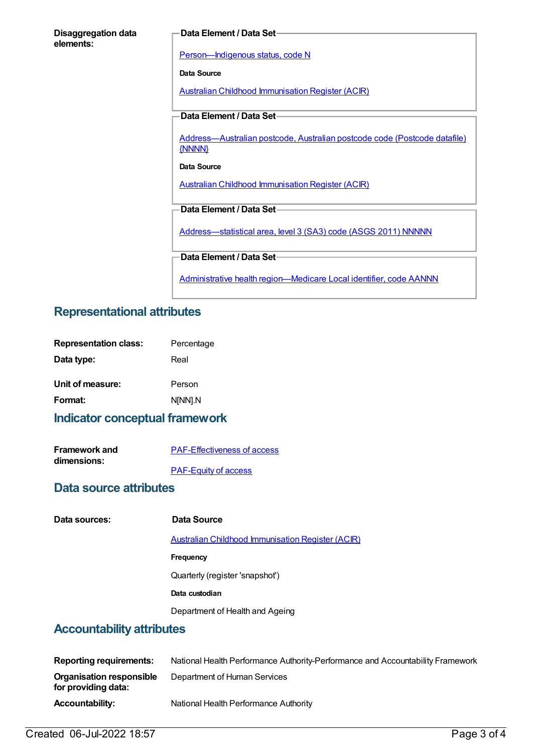**Disaggregation data elements:**

**Data Element / Data Set**

Person—Indigenous status, code N

**Data Source**

Australian Childhood Immunisation Register (ACIR)

**Data Element / Data Set**

Address—Australian postcode, Australian postcode code (Postcode datafile) {NNNN}

**Data Source**

Australian Childhood Immunisation Register (ACIR)

**Data Element / Data Set**

Address—statistical area, level 3 (SA3) code (ASGS 2011) NNNNN

**Data Element / Data Set**

Administrative health region—Medicare Local identifier, code AANNN

## Representational attributes

| | |
|---|---|
| **Representation class:** | Percentage |
| **Data type:** | Real |
| **Unit of measure:** | Person |
| **Format:** | N[NN].N |

## Indicator conceptual framework

**Framework and dimensions:**

PAF-Effectiveness of access

PAF-Equity of access

## Data source attributes

**Data sources:**

**Data Source**

Australian Childhood Immunisation Register (ACIR)

**Frequency**

Quarterly (register 'snapshot')

**Data custodian**

Department of Health and Ageing

## Accountability attributes

| | |
|---|---|
| **Reporting requirements:** | National Health Performance Authority-Performance and Accountability Framework |
| **Organisation responsible for providing data:** | Department of Human Services |
| **Accountability:** | National Health Performance Authority |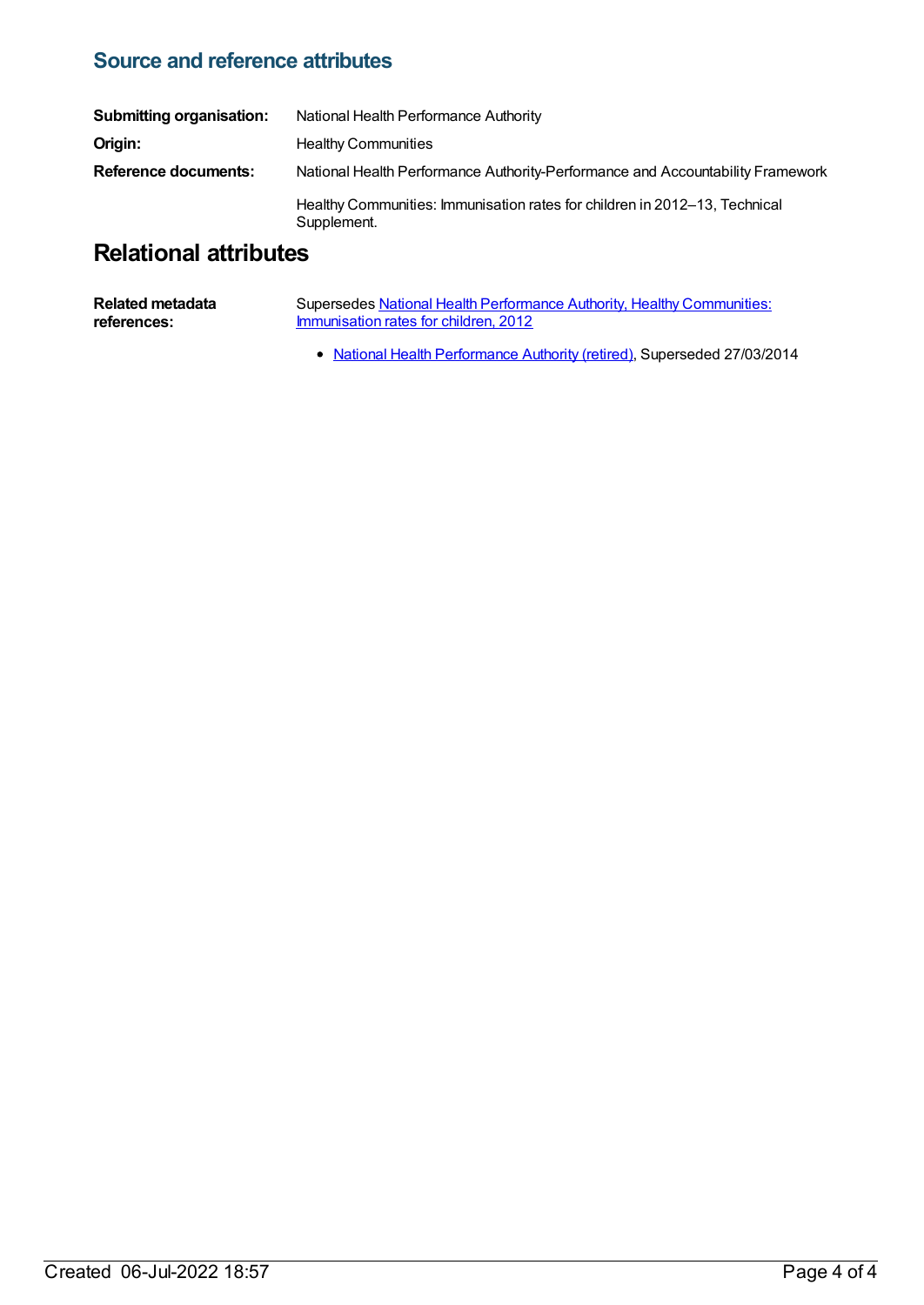## Source and reference attributes

**Submitting organisation:** National Health Performance Authority

**Origin:** Healthy Communities

**Reference documents:** National Health Performance Authority-Performance and Accountability Framework

Healthy Communities: Immunisation rates for children in 2012–13, Technical Supplement.

# Relational attributes

**Related metadata references:** Supersedes National Health Performance Authority, Healthy Communities: Immunisation rates for children, 2012

- National Health Performance Authority (retired), Superseded 27/03/2014